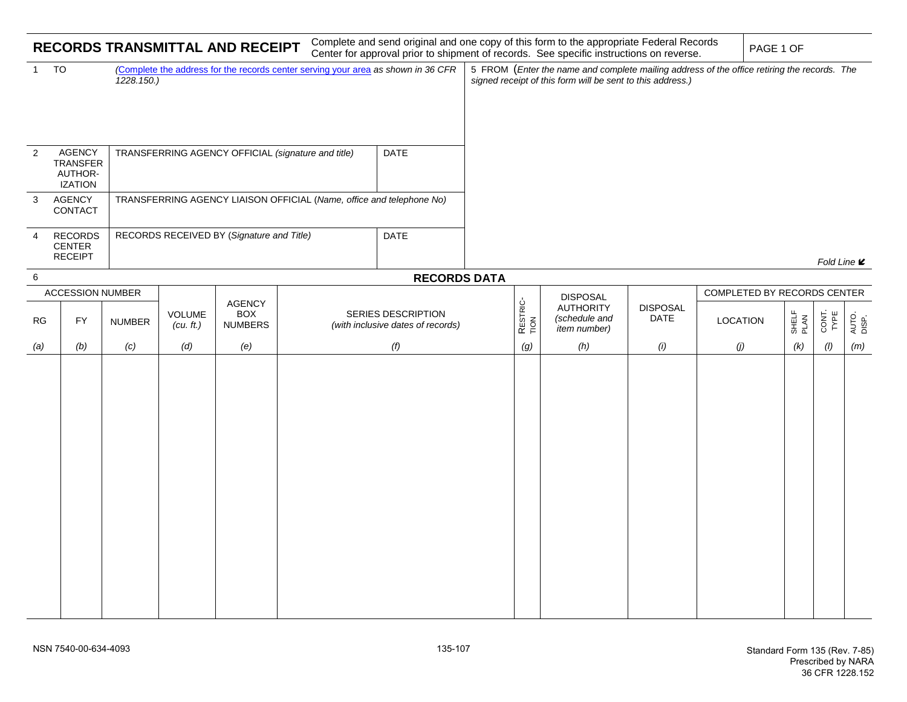# RECORDS TRANSMITTAL AND RECEIPT

Complete and send original and one copy of this form to the appropriate Federal Records Center for approval prior to shipment of records. See specific instructions on reverse.

PAGE 1 OF

| | | | |
|---|---|---|---|
| 1 TO | *(Complete the address for the records center serving your area as shown in 36 CFR 1228.150.)* | | 5 FROM *(Enter the name and complete mailing address of the office retiring the records. The signed receipt of this form will be sent to this address.)* |
| 2 AGENCY TRANSFER AUTHORIZATION | TRANSFERRING AGENCY OFFICIAL *(signature and title)* | DATE | |
| 3 AGENCY CONTACT | TRANSFERRING AGENCY LIAISON OFFICIAL *(Name, office and telephone No)* | | |
| 4 RECORDS CENTER RECEIPT | RECORDS RECEIVED BY *(Signature and Title)* | DATE | *Fold Line* |

## 6 RECORDS DATA

| ACCESSION NUMBER | | | VOLUME *(cu. ft.)* | AGENCY BOX NUMBERS | SERIES DESCRIPTION *(with inclusive dates of records)* | RESTRICTION | DISPOSAL AUTHORITY *(schedule and item number)* | DISPOSAL DATE | COMPLETED BY RECORDS CENTER | | | |
|---|---|---|---|---|---|---|---|---|---|---|---|---|
| RG | FY | NUMBER | | | | | | | LOCATION | SHELF PLAN | CONT. TYPE | AUTO. DISP. |
| *(a)* | *(b)* | *(c)* | *(d)* | *(e)* | *(f)* | *(g)* | *(h)* | *(i)* | *(j)* | *(k)* | *(l)* | *(m)* |
| | | | | | | | | | | | | |

NSN 7540-00-634-4093

135-107

Standard Form 135 (Rev. 7-85)
Prescribed by NARA
36 CFR 1228.152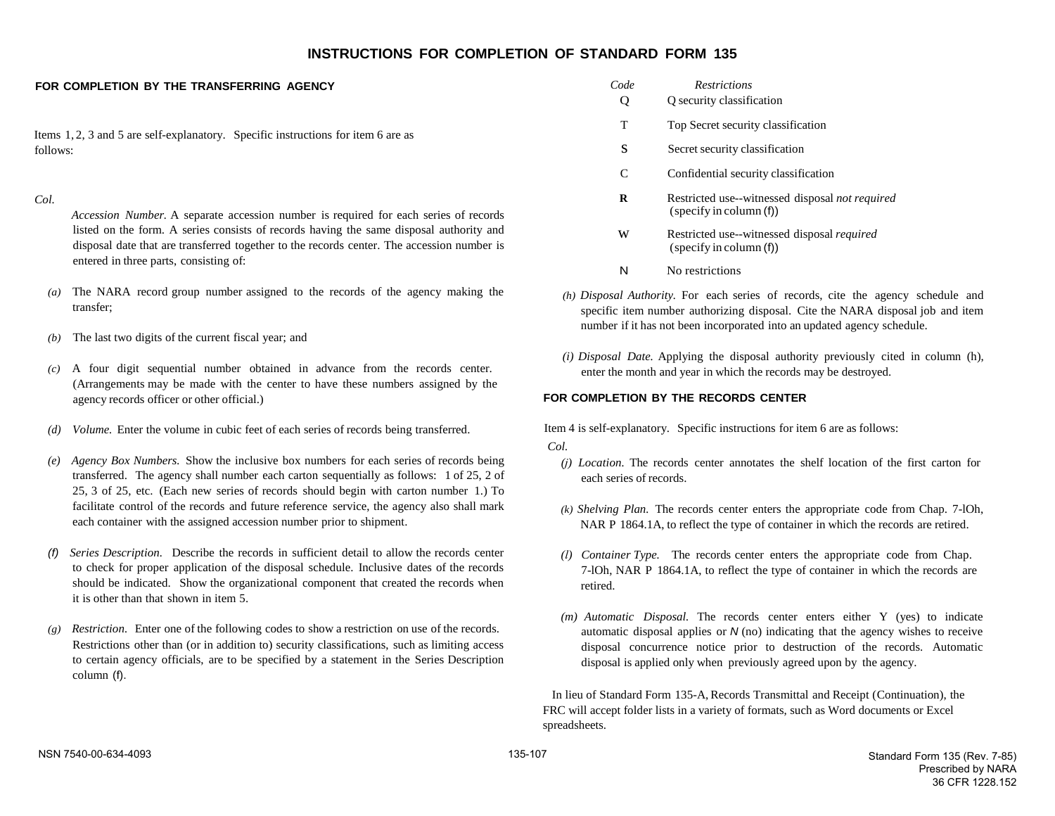# INSTRUCTIONS FOR COMPLETION OF STANDARD FORM 135

## FOR COMPLETION BY THE TRANSFERRING AGENCY

Items 1, 2, 3 and 5 are self-explanatory. Specific instructions for item 6 are as follows:

*Col.*

*Accession Number.* A separate accession number is required for each series of records listed on the form. A series consists of records having the same disposal authority and disposal date that are transferred together to the records center. The accession number is entered in three parts, consisting of:

*(a)* The NARA record group number assigned to the records of the agency making the transfer;

*(b)* The last two digits of the current fiscal year; and

*(c)* A four digit sequential number obtained in advance from the records center. (Arrangements may be made with the center to have these numbers assigned by the agency records officer or other official.)

*(d)* *Volume.* Enter the volume in cubic feet of each series of records being transferred.

*(e)* *Agency Box Numbers.* Show the inclusive box numbers for each series of records being transferred. The agency shall number each carton sequentially as follows: 1 of 25, 2 of 25, 3 of 25, etc. (Each new series of records should begin with carton number 1.) To facilitate control of the records and future reference service, the agency also shall mark each container with the assigned accession number prior to shipment.

*(f)* *Series Description.* Describe the records in sufficient detail to allow the records center to check for proper application of the disposal schedule. Inclusive dates of the records should be indicated. Show the organizational component that created the records when it is other than that shown in item 5.

*(g)* *Restriction.* Enter one of the following codes to show a restriction on use of the records. Restrictions other than (or in addition to) security classifications, such as limiting access to certain agency officials, are to be specified by a statement in the Series Description column (f).

| *Code* | *Restrictions* |
|---|---|
| Q | Q security classification |
| T | Top Secret security classification |
| S | Secret security classification |
| C | Confidential security classification |
| R | Restricted use--witnessed disposal *not required* (specify in column (f)) |
| W | Restricted use--witnessed disposal *required* (specify in column (f)) |
| N | No restrictions |

*(h)* *Disposal Authority.* For each series of records, cite the agency schedule and specific item number authorizing disposal. Cite the NARA disposal job and item number if it has not been incorporated into an updated agency schedule.

*(i)* *Disposal Date.* Applying the disposal authority previously cited in column (h), enter the month and year in which the records may be destroyed.

## FOR COMPLETION BY THE RECORDS CENTER

Item 4 is self-explanatory. Specific instructions for item 6 are as follows:

*Col.*

*(j)* *Location.* The records center annotates the shelf location of the first carton for each series of records.

*(k)* *Shelving Plan.* The records center enters the appropriate code from Chap. 7-lOh, NAR P 1864.1A, to reflect the type of container in which the records are retired.

*(l)* *Container Type.* The records center enters the appropriate code from Chap. 7-lOh, NAR P 1864.1A, to reflect the type of container in which the records are retired.

*(m)* *Automatic Disposal.* The records center enters either Y (yes) to indicate automatic disposal applies or *N* (no) indicating that the agency wishes to receive disposal concurrence notice prior to destruction of the records. Automatic disposal is applied only when previously agreed upon by the agency.

In lieu of Standard Form 135-A, Records Transmittal and Receipt (Continuation), the FRC will accept folder lists in a variety of formats, such as Word documents or Excel spreadsheets.

NSN 7540-00-634-4093

135-107

Standard Form 135 (Rev. 7-85)
Prescribed by NARA
36 CFR 1228.152